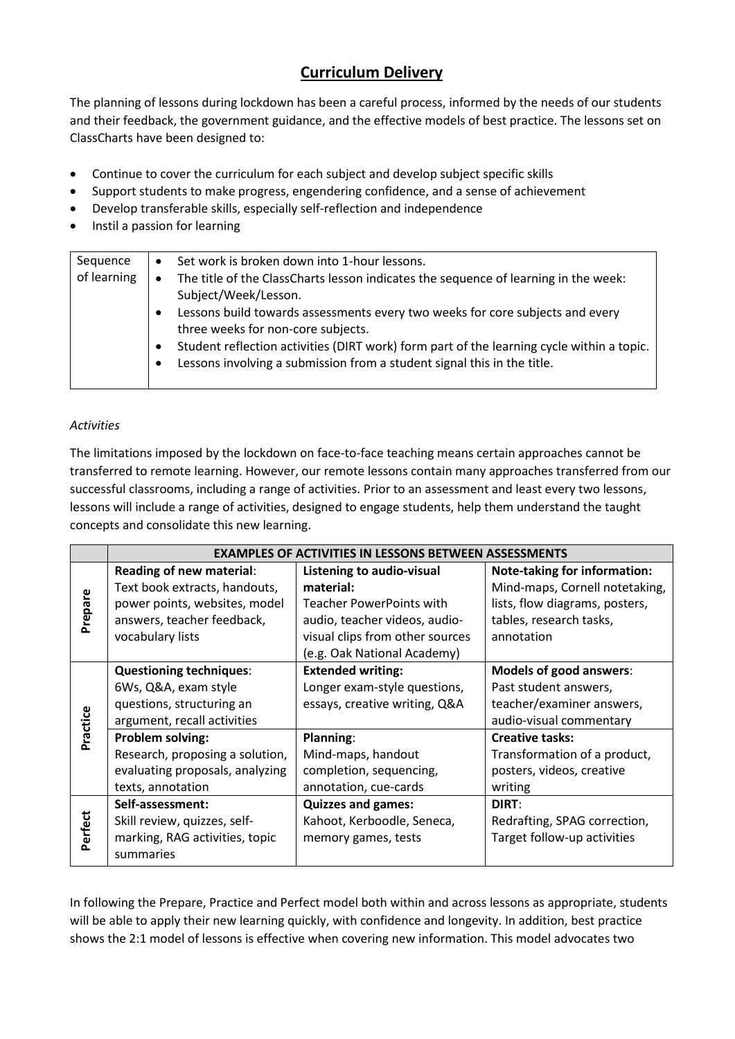# Curriculum Delivery

The planning of lessons during lockdown has been a careful process, informed by the needs of our students and their feedback, the government guidance, and the effective models of best practice. The lessons set on ClassCharts have been designed to:

- Continue to cover the curriculum for each subject and develop subject specific skills
- Support students to make progress, engendering confidence, and a sense of achievement
- Develop transferable skills, especially self-reflection and independence
- Instil a passion for learning

| Sequence of learning | • Set work is broken down into 1-hour lessons.<br>• The title of the ClassCharts lesson indicates the sequence of learning in the week: Subject/Week/Lesson.<br>• Lessons build towards assessments every two weeks for core subjects and every three weeks for non-core subjects.<br>• Student reflection activities (DIRT work) form part of the learning cycle within a topic.<br>• Lessons involving a submission from a student signal this in the title. |
|---|---|

*Activities*

The limitations imposed by the lockdown on face-to-face teaching means certain approaches cannot be transferred to remote learning. However, our remote lessons contain many approaches transferred from our successful classrooms, including a range of activities. Prior to an assessment and least every two lessons, lessons will include a range of activities, designed to engage students, help them understand the taught concepts and consolidate this new learning.

| | **EXAMPLES OF ACTIVITIES IN LESSONS BETWEEN ASSESSMENTS** | | |
|---|---|---|---|
| **Prepare** | **Reading of new material**: Text book extracts, handouts, power points, websites, model answers, teacher feedback, vocabulary lists | **Listening to audio-visual material:** Teacher PowerPoints with audio, teacher videos, audio-visual clips from other sources (e.g. Oak National Academy) | **Note-taking for information:** Mind-maps, Cornell notetaking, lists, flow diagrams, posters, tables, research tasks, annotation |
| **Practice** | **Questioning techniques**: 6Ws, Q&A, exam style questions, structuring an argument, recall activities | **Extended writing:** Longer exam-style questions, essays, creative writing, Q&A | **Models of good answers**: Past student answers, teacher/examiner answers, audio-visual commentary |
| | **Problem solving:** Research, proposing a solution, evaluating proposals, analyzing texts, annotation | **Planning**: Mind-maps, handout completion, sequencing, annotation, cue-cards | **Creative tasks:** Transformation of a product, posters, videos, creative writing |
| **Perfect** | **Self-assessment:** Skill review, quizzes, self-marking, RAG activities, topic summaries | **Quizzes and games:** Kahoot, Kerboodle, Seneca, memory games, tests | **DIRT**: Redrafting, SPAG correction, Target follow-up activities |

In following the Prepare, Practice and Perfect model both within and across lessons as appropriate, students will be able to apply their new learning quickly, with confidence and longevity. In addition, best practice shows the 2:1 model of lessons is effective when covering new information. This model advocates two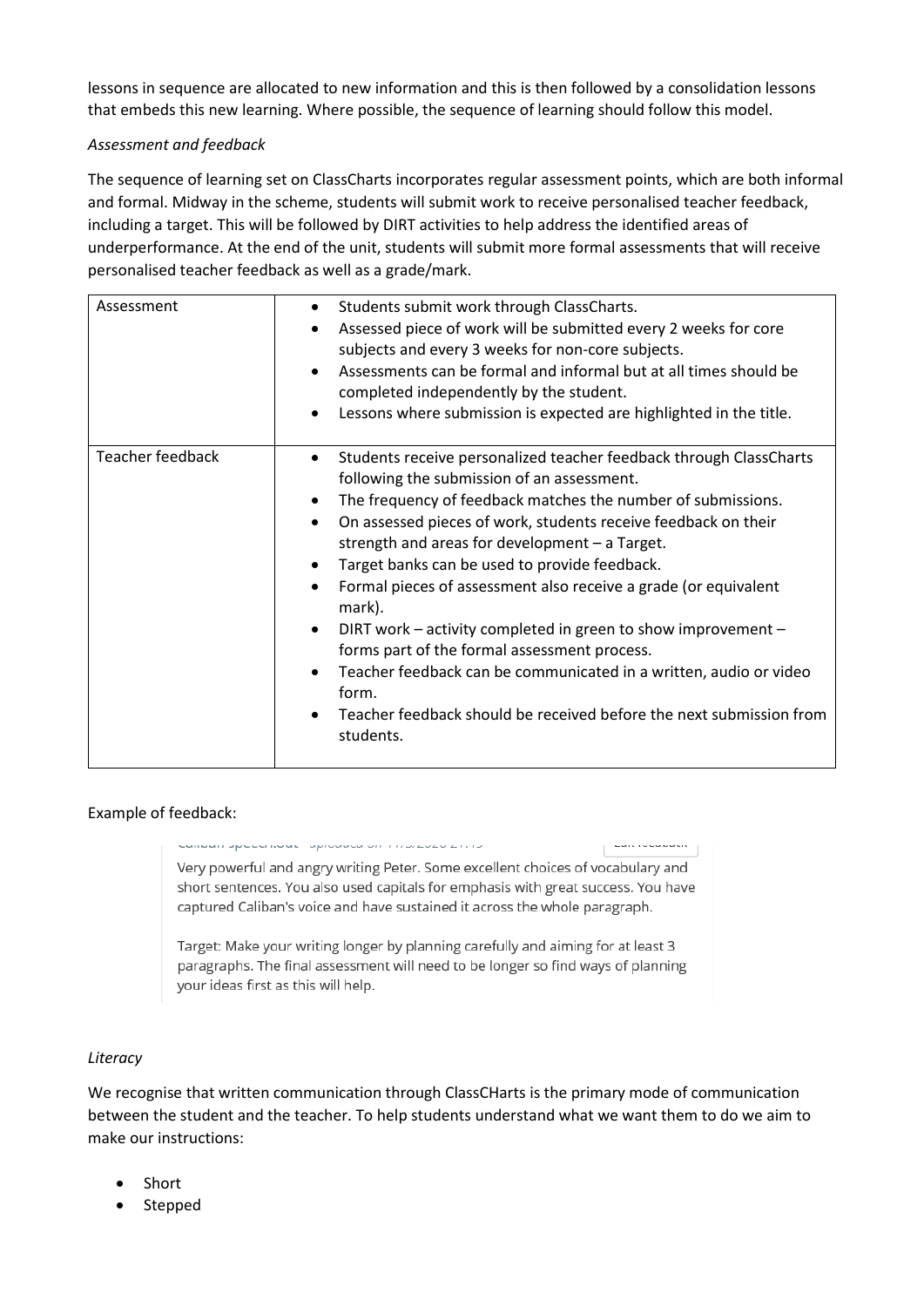lessons in sequence are allocated to new information and this is then followed by a consolidation lessons that embeds this new learning. Where possible, the sequence of learning should follow this model.

*Assessment and feedback*

The sequence of learning set on ClassCharts incorporates regular assessment points, which are both informal and formal. Midway in the scheme, students will submit work to receive personalised teacher feedback, including a target. This will be followed by DIRT activities to help address the identified areas of underperformance. At the end of the unit, students will submit more formal assessments that will receive personalised teacher feedback as well as a grade/mark.

| | |
|---|---|
| Assessment | • Students submit work through ClassCharts.<br>• Assessed piece of work will be submitted every 2 weeks for core subjects and every 3 weeks for non-core subjects.<br>• Assessments can be formal and informal but at all times should be completed independently by the student.<br>• Lessons where submission is expected are highlighted in the title. |
| Teacher feedback | • Students receive personalized teacher feedback through ClassCharts following the submission of an assessment.<br>• The frequency of feedback matches the number of submissions.<br>• On assessed pieces of work, students receive feedback on their strength and areas for development – a Target.<br>• Target banks can be used to provide feedback.<br>• Formal pieces of assessment also receive a grade (or equivalent mark).<br>• DIRT work – activity completed in green to show improvement – forms part of the formal assessment process.<br>• Teacher feedback can be communicated in a written, audio or video form.<br>• Teacher feedback should be received before the next submission from students. |

Example of feedback:

Very powerful and angry writing Peter. Some excellent choices of vocabulary and short sentences. You also used capitals for emphasis with great success. You have captured Caliban's voice and have sustained it across the whole paragraph.

Target: Make your writing longer by planning carefully and aiming for at least 3 paragraphs. The final assessment will need to be longer so find ways of planning your ideas first as this will help.

*Literacy*

We recognise that written communication through ClassCHarts is the primary mode of communication between the student and the teacher. To help students understand what we want them to do we aim to make our instructions:

- Short
- Stepped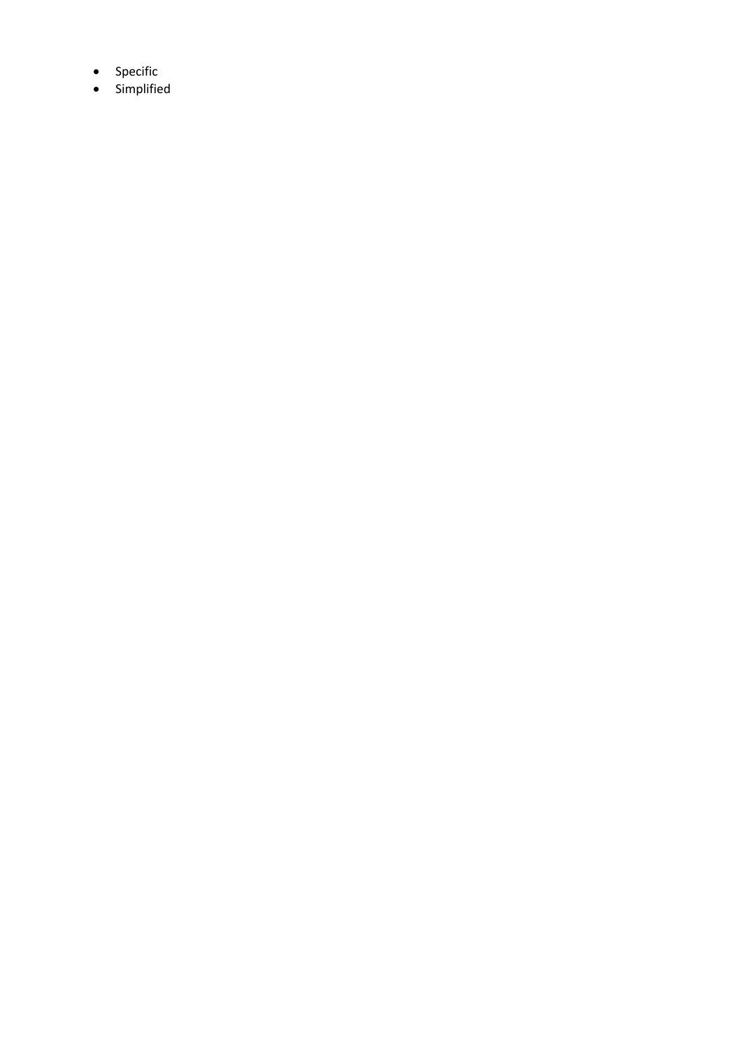- Specific
- Simplified